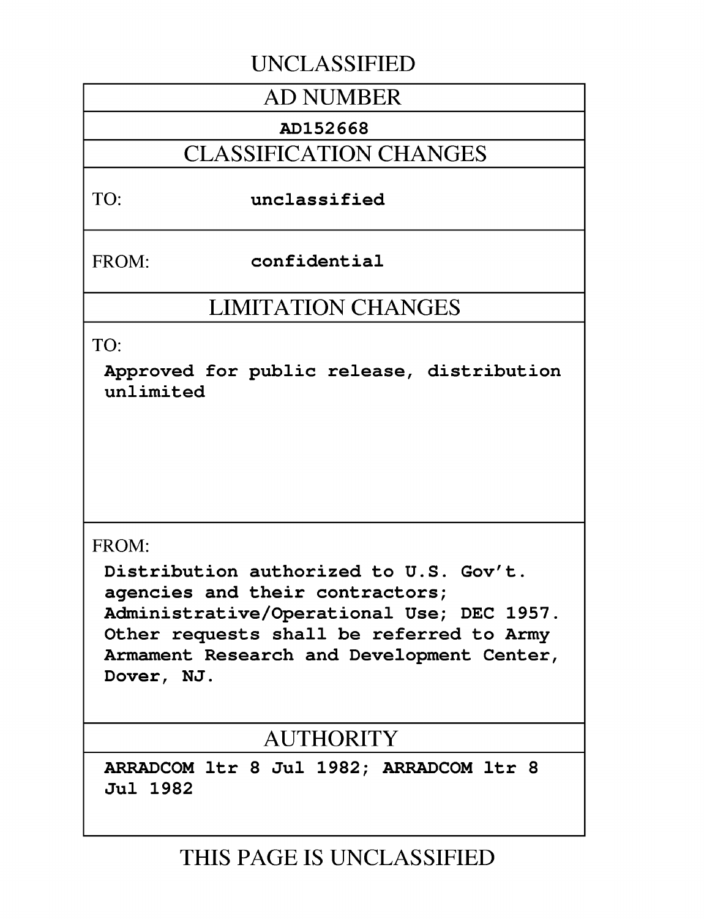UNCLASSIFIED

| AD NUMBER |
| --- |
| AD152668 |
| **CLASSIFICATION CHANGES** |
| TO: unclassified |
| FROM: confidential |
| **LIMITATION CHANGES** |
| TO: Approved for public release, distribution unlimited |
| FROM: Distribution authorized to U.S. Gov't. agencies and their contractors; Administrative/Operational Use; DEC 1957. Other requests shall be referred to Army Armament Research and Development Center, Dover, NJ. |
| **AUTHORITY** |
| ARRADCOM ltr 8 Jul 1982; ARRADCOM ltr 8 Jul 1982 |

THIS PAGE IS UNCLASSIFIED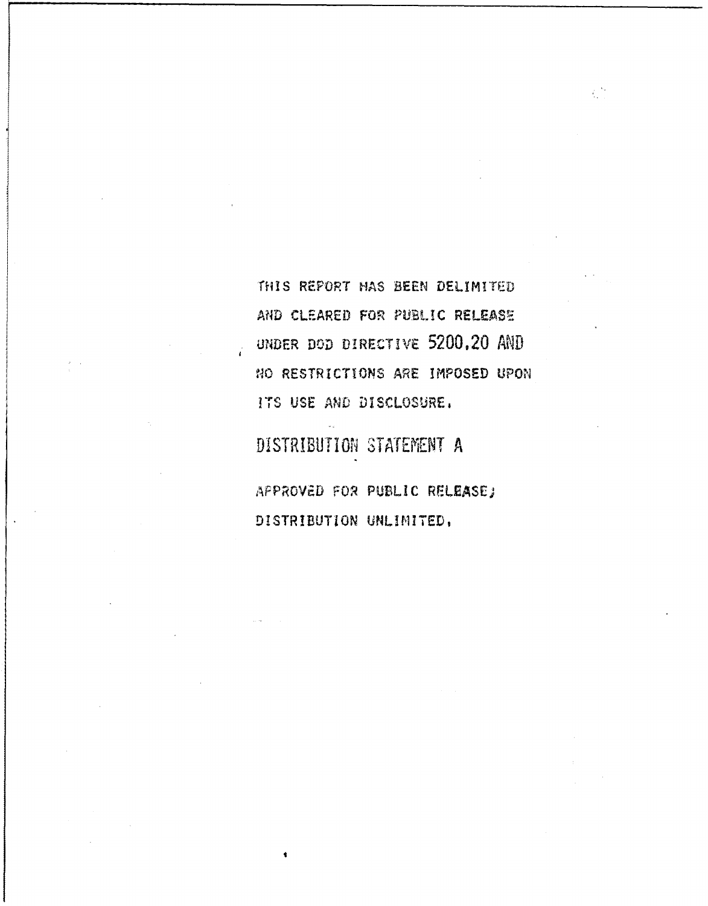THIS REPORT HAS BEEN DELIMITED AND CLEARED FOR PUBLIC RELEASE UNDER DOD DIRECTIVE 5200.20 AND NO RESTRICTIONS ARE IMPOSED UPON ITS USE AND DISCLOSURE.

DISTRIBUTION STATEMENT A

APPROVED FOR PUBLIC RELEASE; DISTRIBUTION UNLIMITED.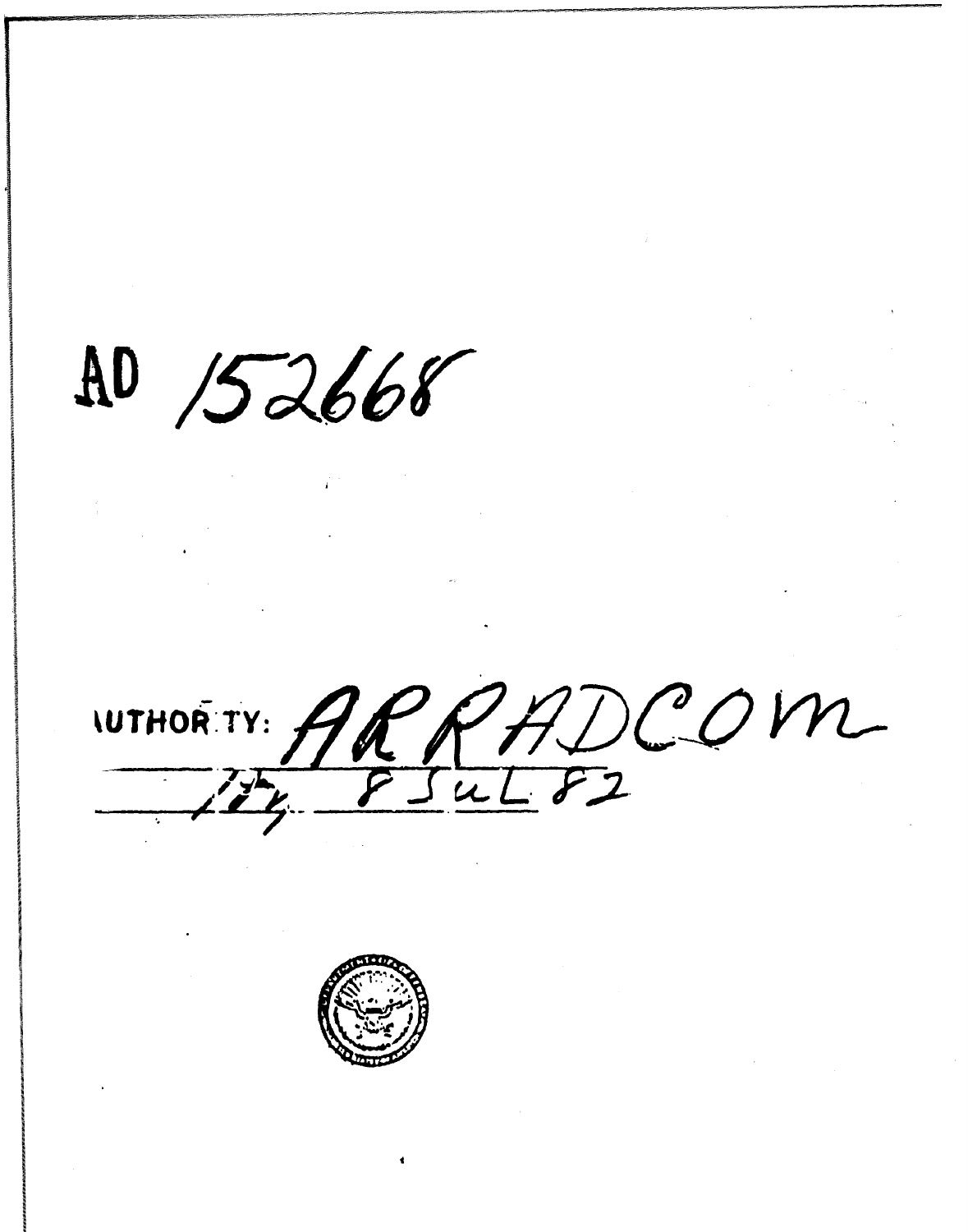AD 152668

AUTHORITY: ARRADCOM

8 JUL 82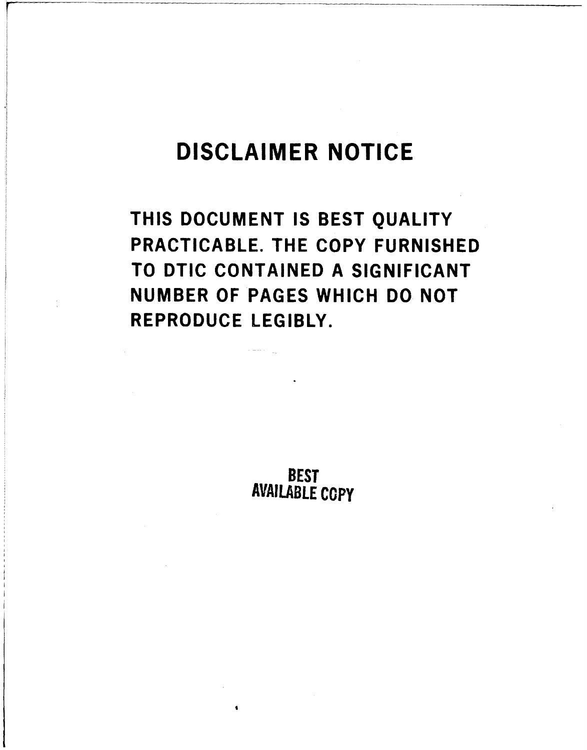# DISCLAIMER NOTICE

THIS DOCUMENT IS BEST QUALITY PRACTICABLE. THE COPY FURNISHED TO DTIC CONTAINED A SIGNIFICANT NUMBER OF PAGES WHICH DO NOT REPRODUCE LEGIBLY.

BEST AVAILABLE COPY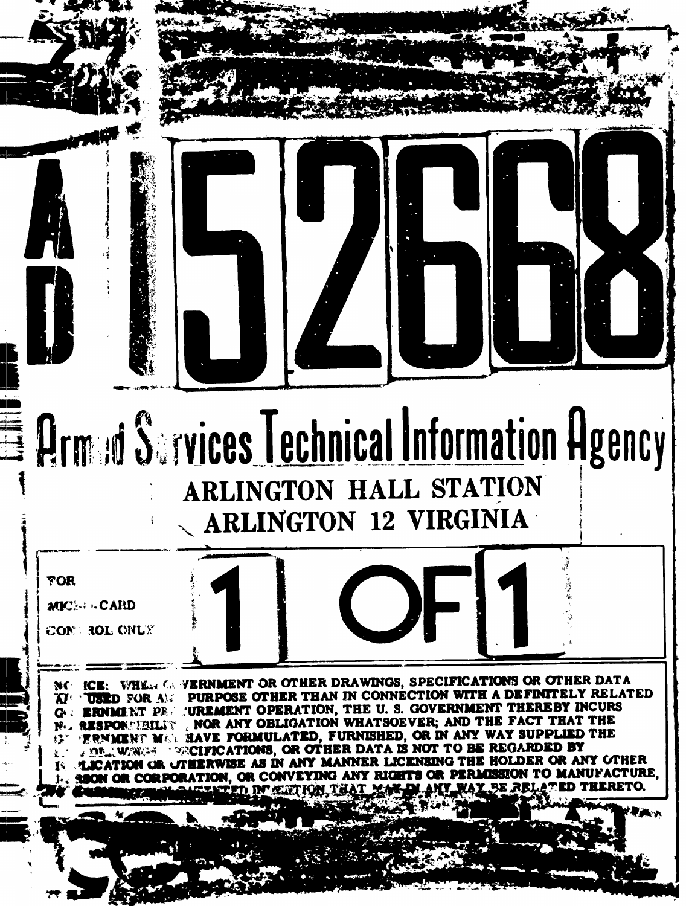# AD 152668

# Armed Services Technical Information Agency

**ARLINGTON HALL STATION**
**ARLINGTON 12 VIRGINIA**

FOR
MICRO-CARD
CONTROL ONLY

**1 OF 1**

NOTICE: WHEN GOVERNMENT OR OTHER DRAWINGS, SPECIFICATIONS OR OTHER DATA ARE USED FOR ANY PURPOSE OTHER THAN IN CONNECTION WITH A DEFINITELY RELATED GOVERNMENT PROCUREMENT OPERATION, THE U. S. GOVERNMENT THEREBY INCURS NO RESPONSIBILITY, NOR ANY OBLIGATION WHATSOEVER; AND THE FACT THAT THE GOVERNMENT MAY HAVE FORMULATED, FURNISHED, OR IN ANY WAY SUPPLIED THE SAID DRAWINGS, SPECIFICATIONS, OR OTHER DATA IS NOT TO BE REGARDED BY IMPLICATION OR OTHERWISE AS IN ANY MANNER LICENSING THE HOLDER OR ANY OTHER PERSON OR CORPORATION, OR CONVEYING ANY RIGHTS OR PERMISSION TO MANUFACTURE, USE OR SELL ANY PATENTED INVENTION THAT MAY IN ANY WAY BE RELATED THERETO.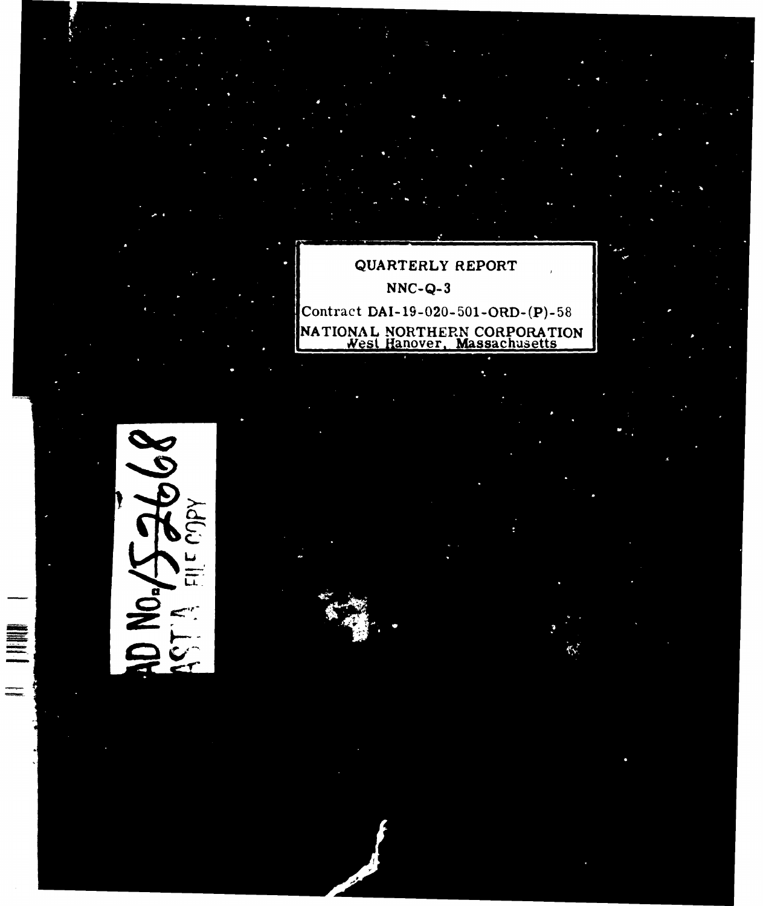QUARTERLY REPORT

NNC-Q-3

Contract DAI-19-020-501-ORD-(P)-58

NATIONAL NORTHERN CORPORATION
West Hanover, Massachusetts

AD No. 152668
ASTIA FILE COPY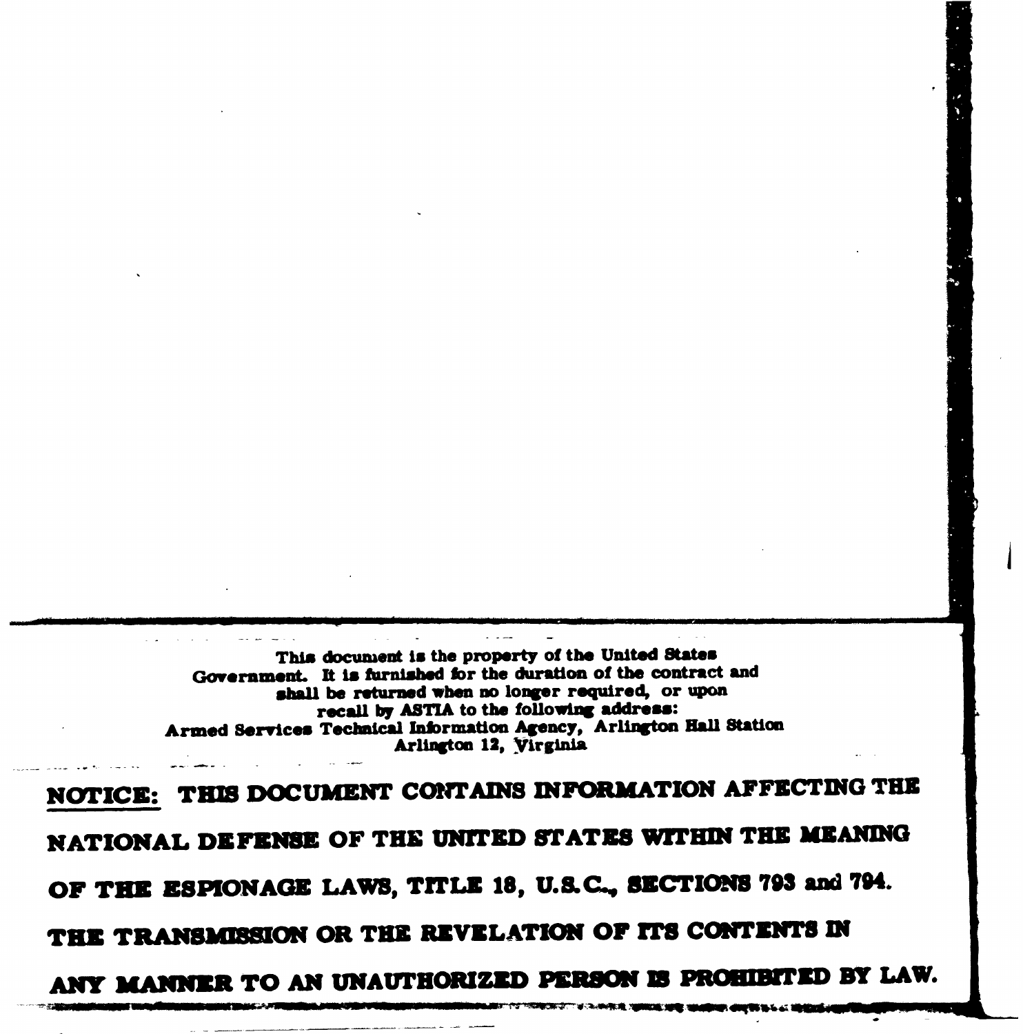This document is the property of the United States Government. It is furnished for the duration of the contract and shall be returned when no longer required, or upon recall by ASTIA to the following address:
Armed Services Technical Information Agency, Arlington Hall Station
Arlington 12, Virginia

**NOTICE: THIS DOCUMENT CONTAINS INFORMATION AFFECTING THE NATIONAL DEFENSE OF THE UNITED STATES WITHIN THE MEANING OF THE ESPIONAGE LAWS, TITLE 18, U.S.C., SECTIONS 793 and 794. THE TRANSMISSION OR THE REVELATION OF ITS CONTENTS IN ANY MANNER TO AN UNAUTHORIZED PERSON IS PROHIBITED BY LAW.**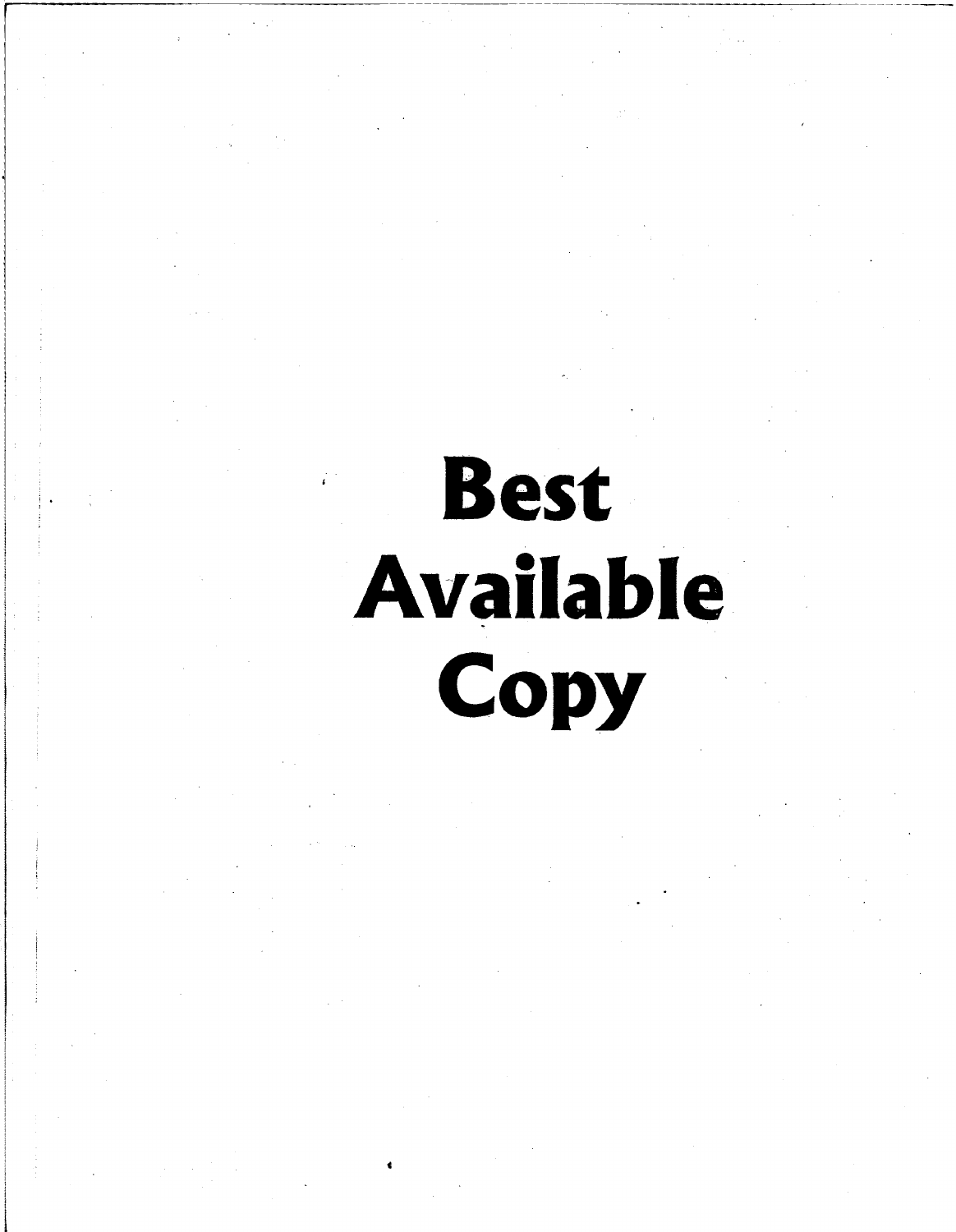# Best Available Copy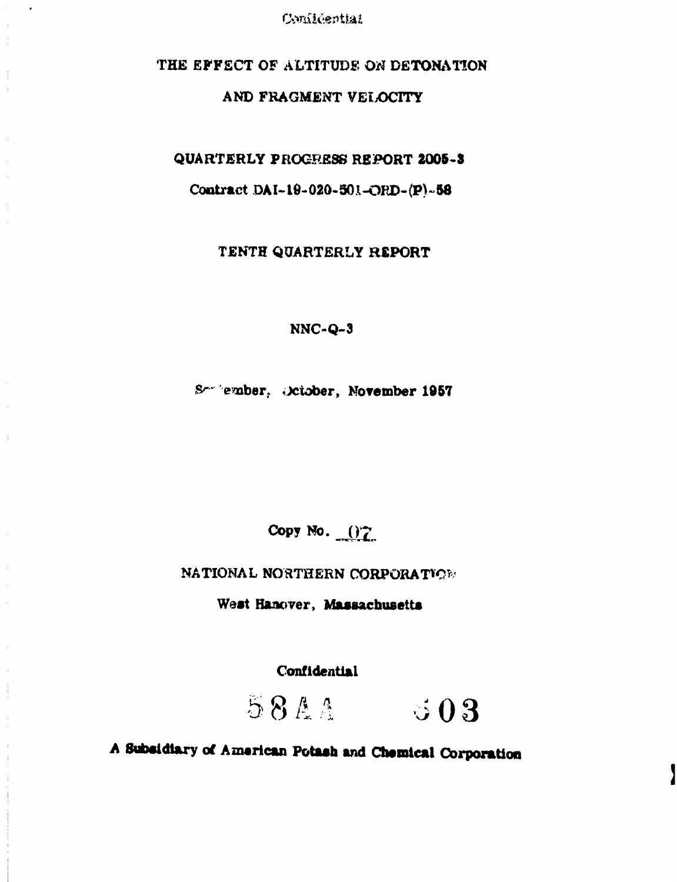Confidential

# THE EFFECT OF ALTITUDE ON DETONATION

## AND FRAGMENT VELOCITY

**QUARTERLY PROGRESS REPORT 2005-3**

**Contract DAI-19-020-501-ORD-(P)-58**

**TENTH QUARTERLY REPORT**

**NNC-Q-3**

**September, October, November 1957**

**Copy No. 07**

**NATIONAL NORTHERN CORPORATION**

**West Hanover, Massachusetts**

**Confidential**

58AA 603

**A Subsidiary of American Potash and Chemical Corporation**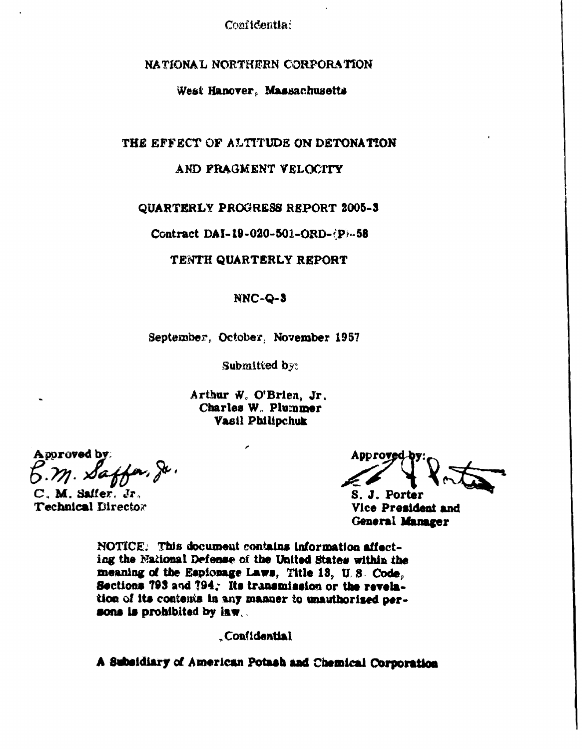Confidential

# NATIONAL NORTHERN CORPORATION

West Hanover, Massachusetts

## THE EFFECT OF ALTITUDE ON DETONATION AND FRAGMENT VELOCITY

### QUARTERLY PROGRESS REPORT 2005-3

Contract DAI-19-020-501-ORD-(P)-58

TENTH QUARTERLY REPORT

NNC-Q-3

September, October, November 1957

Submitted by:

**Arthur W. O'Brien, Jr.**
**Charles W. Plummer**
**Vasil Philipchuk**

Approved by:
C. M. Saffer, Jr.
C. M. Saffer, Jr.
Technical Director

Approved by:
S. J. Porter
S. J. Porter
Vice President and
General Manager

NOTICE: This document contains information affecting the National Defense of the United States within the meaning of the Espionage Laws, Title 18, U.S. Code, Sections 793 and 794. Its transmission or the revelation of its contents in any manner to unauthorized persons is prohibited by law.

Confidential

**A Subsidiary of American Potash and Chemical Corporation**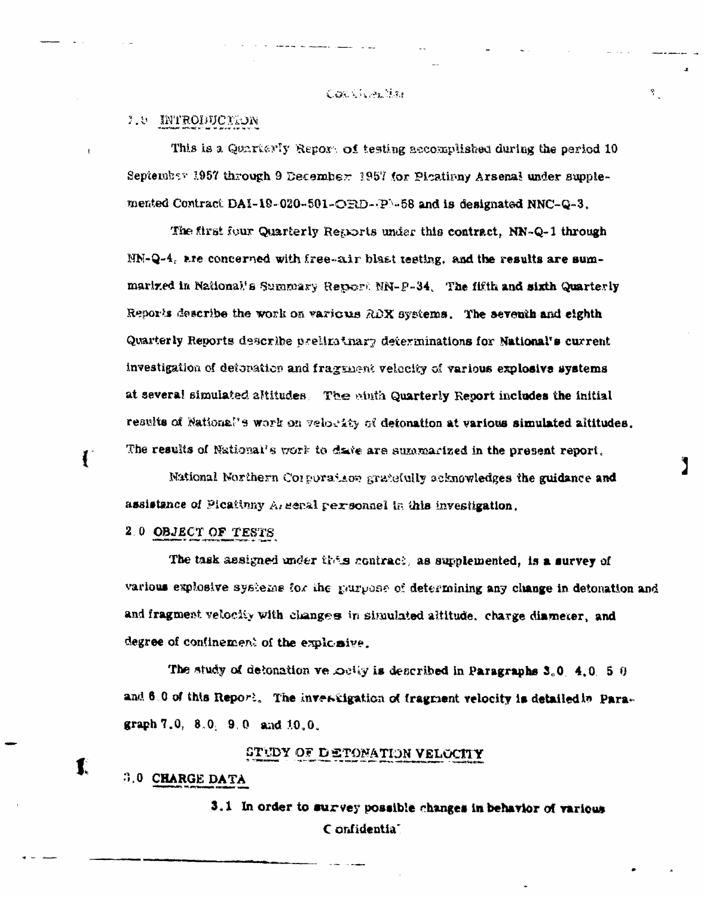## 1.0 INTRODUCTION

This is a Quarterly Report of testing accomplished during the period 10 September 1957 through 9 December 1957 for Picatinny Arsenal under supplemented Contract DAI-19-020-501-ORD-(P)-58 and is designated NNC-Q-3.

The first four Quarterly Reports under this contract, NN-Q-1 through NN-Q-4, are concerned with free-air blast testing, and the results are summarized in National's Summary Report NN-P-34. The fifth and sixth Quarterly Reports describe the work on various RDX systems. The seventh and eighth Quarterly Reports describe preliminary determinations for National's current investigation of detonation and fragment velocity of various explosive systems at several simulated altitudes. The ninth Quarterly Report includes the initial results of National's work on velocity of detonation at various simulated altitudes. The results of National's work to date are summarized in the present report.

National Northern Corporation gratefully acknowledges the guidance and assistance of Picatinny Arsenal personnel in this investigation.

## 2.0 OBJECT OF TESTS

The task assigned under this contract, as supplemented, is a survey of various explosive systems for the purpose of determining any change in detonation and and fragment velocity with changes in simulated altitude, charge diameter, and degree of confinement of the explosive.

The study of detonation velocity is described in Paragraphs 3.0, 4.0, 5.0 and 6.0 of this Report. The investigation of fragment velocity is detailed in Paragraph 7.0, 8.0, 9.0 and 10.0.

# STUDY OF DETONATION VELOCITY

## 3.0 CHARGE DATA

3.1 In order to survey possible changes in behavior of various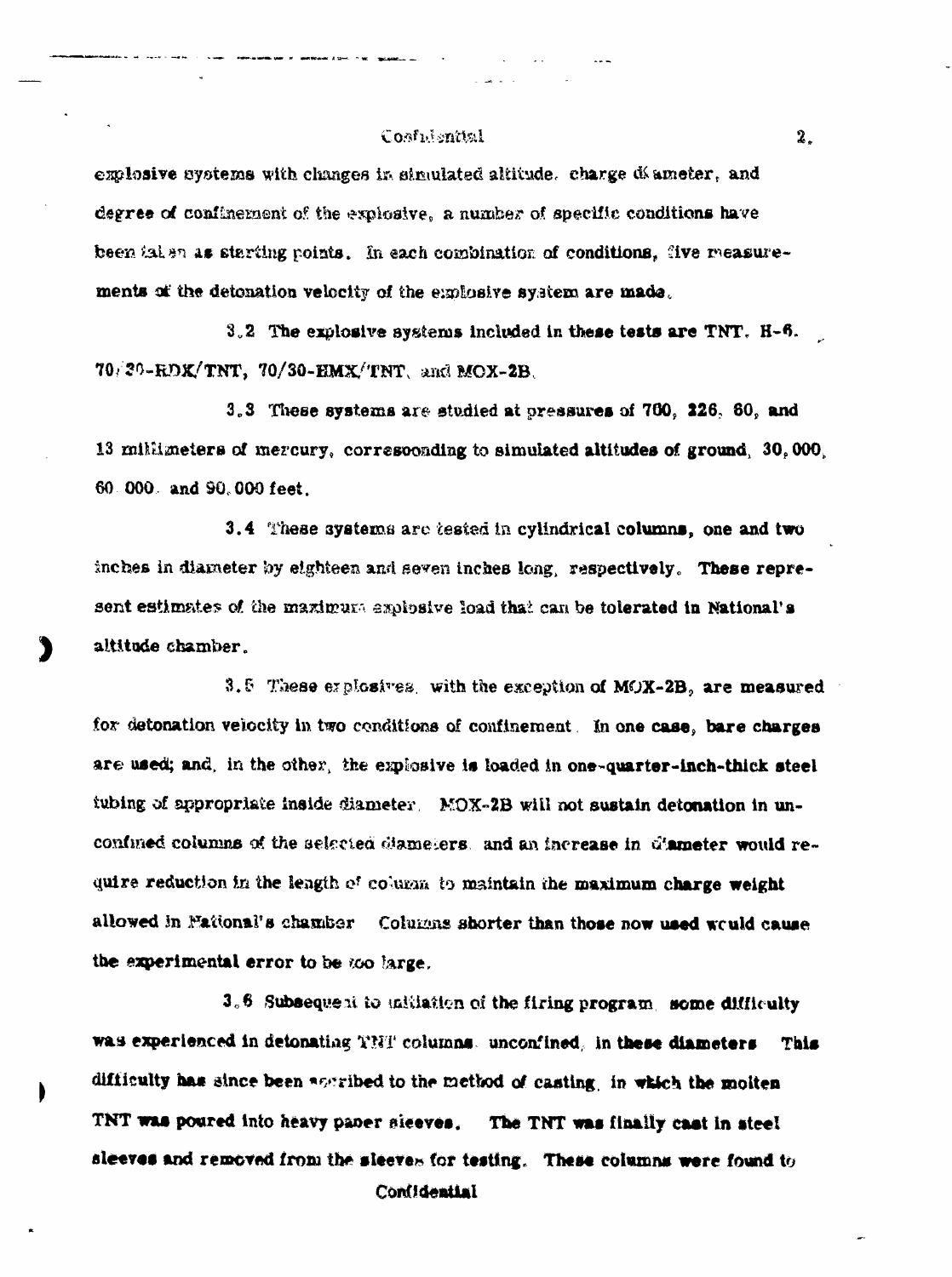explosive systems with changes in simulated altitude, charge diameter, and degree of confinement of the explosive, a number of specific conditions have been taken as starting points. In each combination of conditions, five measurements of the detonation velocity of the explosive system are made.

3.2 The explosive systems included in these tests are TNT, H-6, 70/30-RDX/TNT, 70/30-HMX/TNT, and MOX-2B.

3.3 These systems are studied at pressures of 700, 226, 60, and 13 millimeters of mercury, corresponding to simulated altitudes of ground, 30,000, 60,000, and 90,000 feet.

3.4 These systems are tested in cylindrical columns, one and two inches in diameter by eighteen and seven inches long, respectively. These represent estimates of the maximum explosive load that can be tolerated in National's altitude chamber.

3.5 These explosives, with the exception of MOX-2B, are measured for detonation velocity in two conditions of confinement. In one case, bare charges are used; and, in the other, the explosive is loaded in one-quarter-inch-thick steel tubing of appropriate inside diameter. MOX-2B will not sustain detonation in unconfined columns of the selected diameters, and an increase in diameter would require reduction in the length of column to maintain the maximum charge weight allowed in National's chamber. Columns shorter than those now used would cause the experimental error to be too large.

3.6 Subsequent to initiation of the firing program, some difficulty was experienced in detonating TNT columns, unconfined, in these diameters. This difficulty has since been ascribed to the method of casting, in which the molten TNT was poured into heavy paper sleeves. The TNT was finally cast in steel sleeves and removed from the sleeves for testing. These columns were found to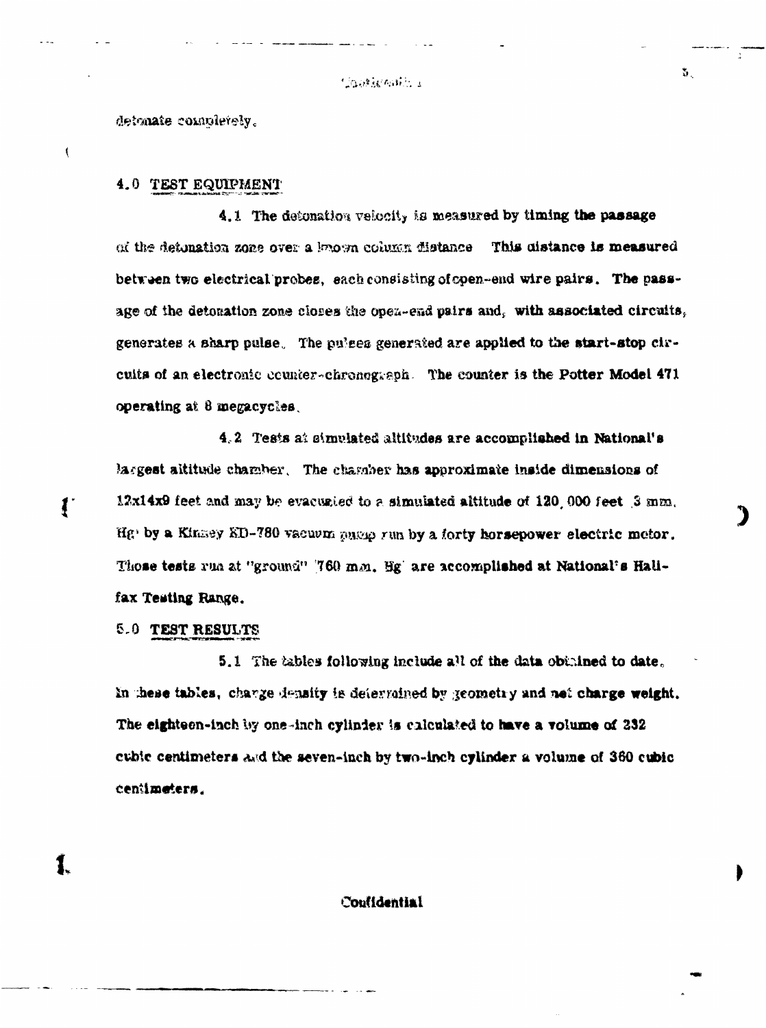detonate completely.

## 4.0 TEST EQUIPMENT

4.1 The detonation velocity is measured by timing the passage of the detonation zone over a known column distance. This distance is measured between two electrical probes, each consisting of open-end wire pairs. The passage of the detonation zone closes the open-end pairs and, with associated circuits, generates a sharp pulse. The pulses generated are applied to the start-stop circuits of an electronic counter-chronograph. The counter is the Potter Model 471 operating at 8 megacycles.

4.2 Tests at simulated altitudes are accomplished in National's largest altitude chamber. The chamber has approximate inside dimensions of 12x14x9 feet and may be evacuated to a simulated altitude of 120,000 feet (3 mm. Hg) by a Kinney KD-780 vacuum pump run by a forty horsepower electric motor. Those tests run at "ground" (760 mm. Hg) are accomplished at National's Halifax Testing Range.

## 5.0 TEST RESULTS

5.1 The tables following include all of the data obtained to date. In these tables, charge density is determined by geometry and net charge weight. The eighteen-inch by one-inch cylinder is calculated to have a volume of 232 cubic centimeters and the seven-inch by two-inch cylinder a volume of 360 cubic centimeters.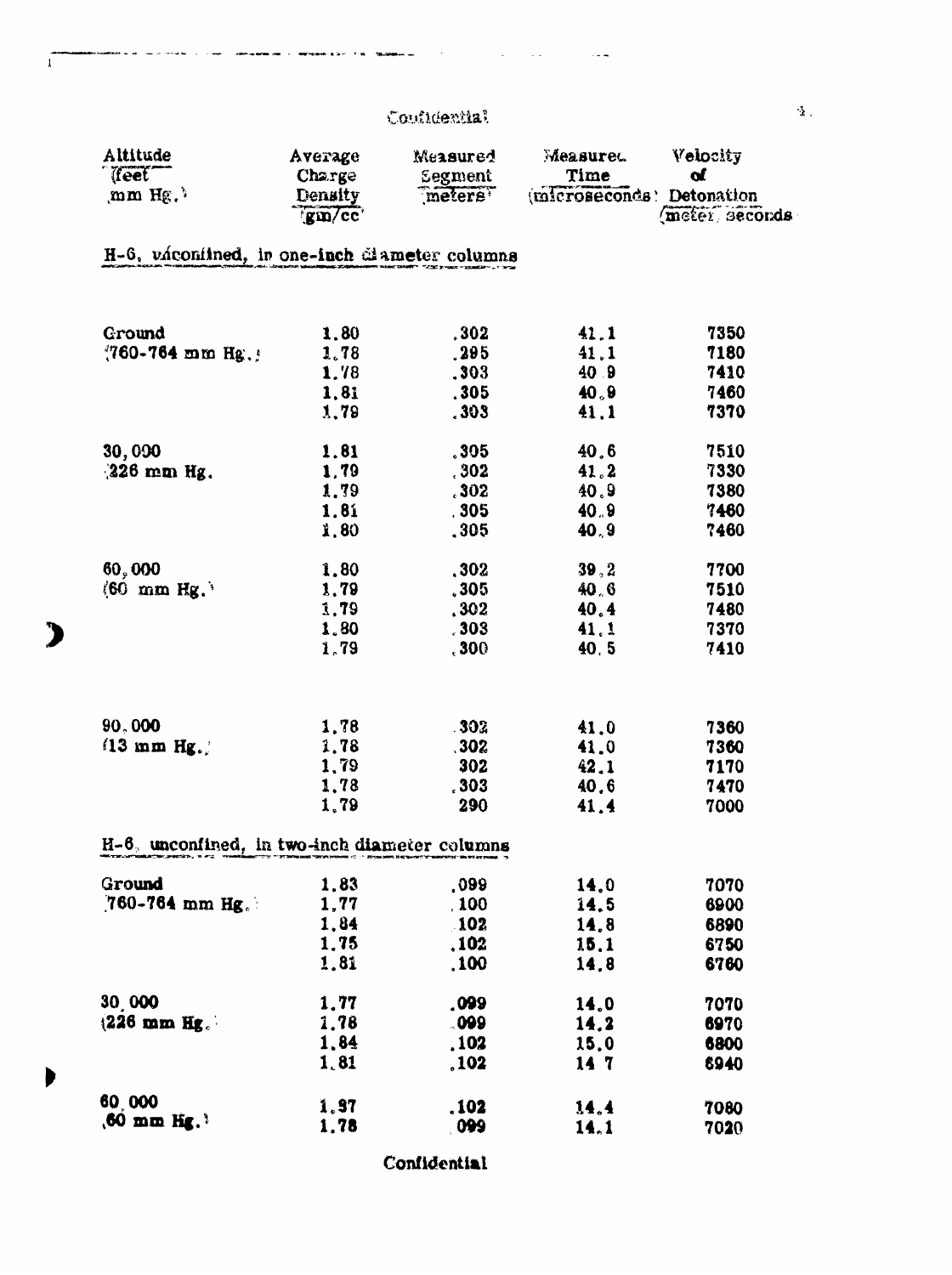Confidential

| Altitude (feet mm Hg.) | Average Charge Density (gm/cc) | Measured Segment (meters) | Measured Time (microseconds) | Velocity of Detonation (meter/seconds) |
|---|---|---|---|---|
| **H-6, unconfined, in one-inch diameter columns** | | | | |
| Ground (760-764 mm Hg.) | 1.80 | .302 | 41.1 | 7350 |
| | 1.78 | .295 | 41.1 | 7180 |
| | 1.78 | .303 | 40.9 | 7410 |
| | 1.81 | .305 | 40.9 | 7460 |
| | 1.79 | .303 | 41.1 | 7370 |
| 30,000 (226 mm Hg.) | 1.81 | .305 | 40.6 | 7510 |
| | 1.79 | .302 | 41.2 | 7330 |
| | 1.79 | .302 | 40.9 | 7380 |
| | 1.81 | .305 | 40.9 | 7460 |
| | 1.80 | .305 | 40.9 | 7460 |
| 60,000 (60 mm Hg.) | 1.80 | .302 | 39.2 | 7700 |
| | 1.79 | .305 | 40.6 | 7510 |
| | 1.79 | .302 | 40.4 | 7480 |
| | 1.80 | .303 | 41.1 | 7370 |
| | 1.79 | .300 | 40.5 | 7410 |
| 90,000 (13 mm Hg.) | 1.78 | .302 | 41.0 | 7360 |
| | 1.78 | .302 | 41.0 | 7360 |
| | 1.79 | 302 | 42.1 | 7170 |
| | 1.78 | .303 | 40.6 | 7470 |
| | 1.79 | 290 | 41.4 | 7000 |
| **H-6, unconfined, in two-inch diameter columns** | | | | |
| Ground (760-764 mm Hg.) | 1.83 | .099 | 14.0 | 7070 |
| | 1.77 | .100 | 14.5 | 6900 |
| | 1.84 | .102 | 14.8 | 6890 |
| | 1.75 | .102 | 15.1 | 6750 |
| | 1.81 | .100 | 14.8 | 6760 |
| 30,000 (226 mm Hg.) | 1.77 | .099 | 14.0 | 7070 |
| | 1.78 | .099 | 14.2 | 6970 |
| | 1.84 | .102 | 15.0 | 6800 |
| | 1.81 | .102 | 14.7 | 6940 |
| 60,000 (60 mm Hg.) | 1.97 | .102 | 14.4 | 7080 |
| | 1.78 | .099 | 14.1 | 7020 |

Confidential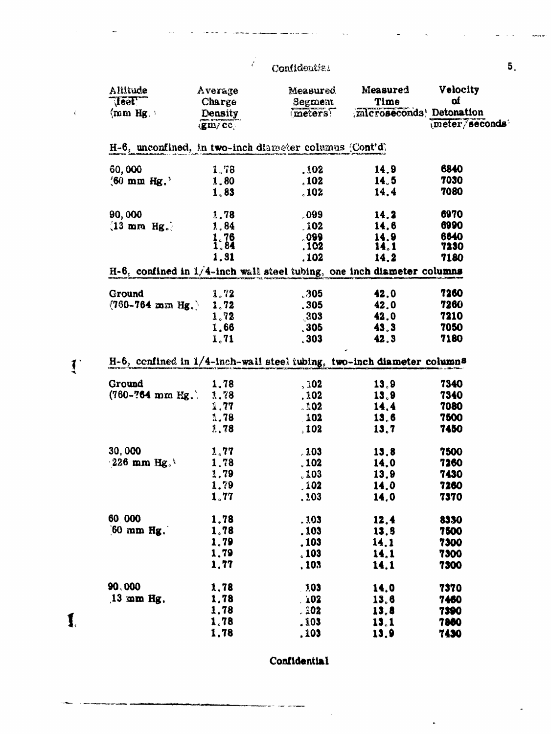Confidential

| Altitude (feet) (mm Hg.) | Average Charge Density (gm/cc) | Measured Segment (meters) | Measured Time (microseconds) | Velocity of Detonation (meter/seconds) |
|---|---|---|---|---|
| **H-6, unconfined, in two-inch diameter columns (Cont'd)** | | | | |
| 60,000 | 1.78 | .102 | 14.9 | 6840 |
| (60 mm Hg.) | 1.80 | .102 | 14.5 | 7030 |
| | 1.83 | .102 | 14.4 | 7080 |
| 90,000 | 1.78 | .099 | 14.2 | 6970 |
| (13 mm Hg.) | 1.84 | .102 | 14.6 | 6990 |
| | 1.76 | .099 | 14.9 | 6640 |
| | 1.84 | .102 | 14.1 | 7230 |
| | 1.81 | .102 | 14.2 | 7180 |
| **H-6, confined in 1/4-inch wall steel tubing, one inch diameter columns** | | | | |
| Ground | 1.72 | .305 | 42.0 | 7260 |
| (760-764 mm Hg.) | 1.72 | .305 | 42.0 | 7260 |
| | 1.72 | .303 | 42.0 | 7210 |
| | 1.66 | .305 | 43.3 | 7050 |
| | 1.71 | .303 | 42.3 | 7180 |
| **H-6, confined in 1/4-inch-wall steel tubing, two-inch diameter columns** | | | | |
| Ground | 1.78 | .102 | 13.9 | 7340 |
| (760-764 mm Hg.) | 1.78 | .102 | 13.9 | 7340 |
| | 1.77 | .102 | 14.4 | 7080 |
| | 1.78 | .102 | 13.6 | 7500 |
| | 1.78 | .102 | 13.7 | 7450 |
| 30,000 | 1.77 | .103 | 13.8 | 7500 |
| (226 mm Hg.) | 1.78 | .102 | 14.0 | 7260 |
| | 1.79 | .103 | 13.9 | 7430 |
| | 1.79 | .102 | 14.0 | 7260 |
| | 1.77 | .103 | 14.0 | 7370 |
| 60,000 | 1.78 | .103 | 12.4 | 8330 |
| (60 mm Hg.) | 1.78 | .103 | 13.8 | 7500 |
| | 1.79 | .103 | 14.1 | 7300 |
| | 1.79 | .103 | 14.1 | 7300 |
| | 1.77 | .103 | 14.1 | 7300 |
| 90,000 | 1.78 | .103 | 14.0 | 7370 |
| (13 mm Hg.) | 1.78 | .102 | 13.6 | 7460 |
| | 1.78 | .102 | 13.8 | 7390 |
| | 1.78 | .103 | 13.1 | 7860 |
| | 1.78 | .103 | 13.9 | 7430 |

Confidential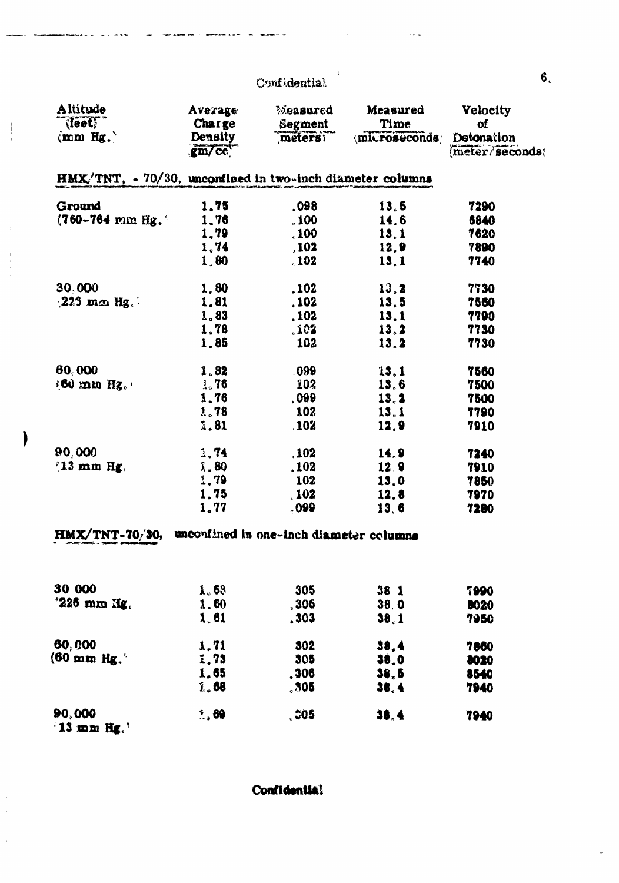Confidential

| Altitude (feet) (mm Hg.) | Average Charge Density (gm/cc) | Measured Segment (meters) | Measured Time (microseconds) | Velocity of Detonation (meter/seconds) |
|---|---|---|---|---|
| **HMX/TNT, - 70/30, unconfined in two-inch diameter columns** | | | | |
| Ground | 1.75 | .098 | 13.5 | 7290 |
| (760-764 mm Hg.) | 1.76 | .100 | 14.6 | 6840 |
| | 1.79 | .100 | 13.1 | 7620 |
| | 1.74 | .102 | 12.9 | 7890 |
| | 1.80 | .102 | 13.1 | 7740 |
| 30,000 | 1.80 | .102 | 13.2 | 7730 |
| (225 mm Hg.) | 1.81 | .102 | 13.5 | 7560 |
| | 1.83 | .102 | 13.1 | 7790 |
| | 1.78 | .102 | 13.2 | 7730 |
| | 1.85 | .102 | 13.2 | 7730 |
| 60,000 | 1.82 | .099 | 13.1 | 7560 |
| (60 mm Hg.) | 1.76 | .102 | 13.6 | 7500 |
| | 1.76 | .099 | 13.2 | 7500 |
| | 1.78 | .102 | 13.1 | 7790 |
| | 1.81 | .102 | 12.9 | 7910 |
| 90,000 | 1.74 | .102 | 14.9 | 7240 |
| (13 mm Hg. | 1.80 | .102 | 12.9 | 7910 |
| | 1.79 | .102 | 13.0 | 7850 |
| | 1.75 | .102 | 12.8 | 7970 |
| | 1.77 | .099 | 13.6 | 7280 |
| **HMX/TNT-70/30, unconfined in one-inch diameter columns** | | | | |
| 30 000 | 1.63 | .305 | 38.1 | 7990 |
| (226 mm Hg. | 1.60 | .305 | 38.0 | 8020 |
| | 1.61 | .303 | 38.1 | 7950 |
| 60,000 | 1.71 | .302 | 38.4 | 7860 |
| (60 mm Hg.) | 1.73 | .305 | 38.0 | 8020 |
| | 1.65 | .306 | 38.5 | 8540 |
| | 1.68 | .305 | 38.4 | 7940 |
| 90,000 (13 mm Hg.) | 1.69 | .305 | 38.4 | 7940 |

Confidential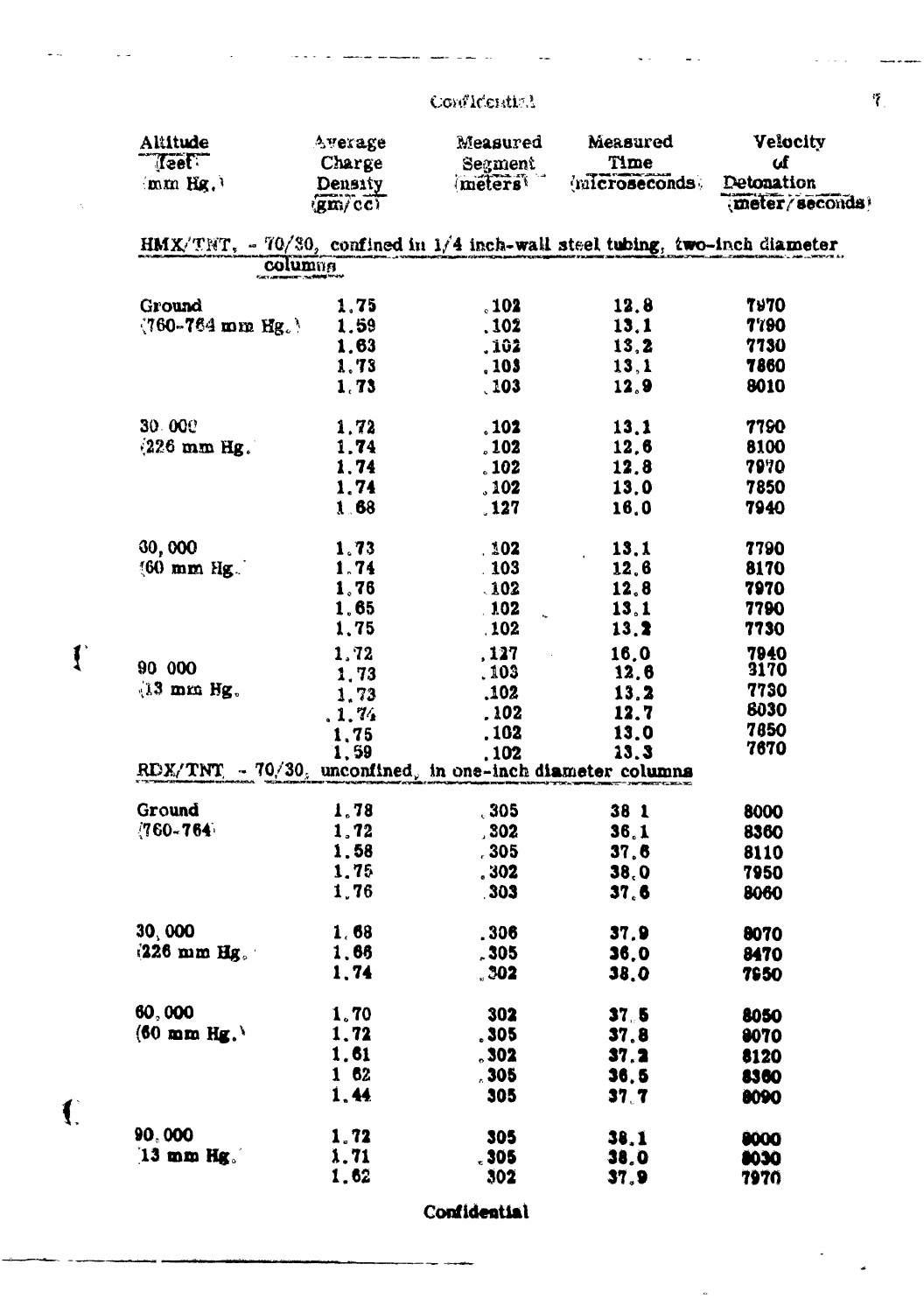| Altitude (feet) (mm Hg.) | Average Charge Density (gm/cc) | Measured Segment (meters) | Measured Time (microseconds) | Velocity of Detonation (meter/seconds) |
|---|---|---|---|---|
| **HMX/TNT, - 70/30, confined in 1/4 inch-wall steel tubing, two-inch diameter columns** | | | | |
| Ground | 1.75 | .102 | 12.8 | 7970 |
| (760-764 mm Hg.) | 1.59 | .102 | 13.1 | 7790 |
| | 1.63 | .102 | 13.2 | 7730 |
| | 1.73 | .103 | 13.1 | 7860 |
| | 1.73 | .103 | 12.9 | 8010 |
| 30,000 | 1.72 | .102 | 13.1 | 7790 |
| (226 mm Hg.) | 1.74 | .102 | 12.6 | 8100 |
| | 1.74 | .102 | 12.8 | 7970 |
| | 1.74 | .102 | 13.0 | 7850 |
| | 1.68 | .127 | 16.0 | 7940 |
| 60,000 | 1.73 | .102 | 13.1 | 7790 |
| (60 mm Hg.) | 1.74 | .103 | 12.6 | 8170 |
| | 1.76 | .102 | 12.8 | 7970 |
| | 1.65 | .102 | 13.1 | 7790 |
| | 1.75 | .102 | 13.2 | 7730 |
| 90,000 | 1.72 | .127 | 16.0 | 7940 |
| (13 mm Hg.) | 1.73 | .103 | 12.6 | 8170 |
| | 1.73 | .102 | 13.2 | 7730 |
| | 1.74 | .102 | 12.7 | 8030 |
| | 1.75 | .102 | 13.0 | 7850 |
| | 1.59 | .102 | 13.3 | 7670 |
| **RDX/TNT - 70/30, unconfined, in one-inch diameter columns** | | | | |
| Ground | 1.78 | .305 | 38.1 | 8000 |
| (760-764) | 1.72 | .302 | 36.1 | 8360 |
| | 1.58 | .305 | 37.6 | 8110 |
| | 1.75 | .302 | 38.0 | 7950 |
| | 1.76 | .303 | 37.6 | 8060 |
| 30,000 | 1.68 | .306 | 37.9 | 8070 |
| (226 mm Hg.) | 1.66 | .305 | 36.0 | 8470 |
| | 1.74 | .302 | 38.0 | 7950 |
| 60,000 | 1.70 | .302 | 37.5 | 8050 |
| (60 mm Hg.) | 1.72 | .305 | 37.8 | 8070 |
| | 1.61 | .302 | 37.2 | 8120 |
| | 1.62 | .305 | 36.5 | 8360 |
| | 1.44 | .305 | 37.7 | 8090 |
| 90,000 | 1.72 | .305 | 38.1 | 8000 |
| (13 mm Hg.) | 1.71 | .305 | 38.0 | 8030 |
| | 1.62 | .302 | 37.9 | 7970 |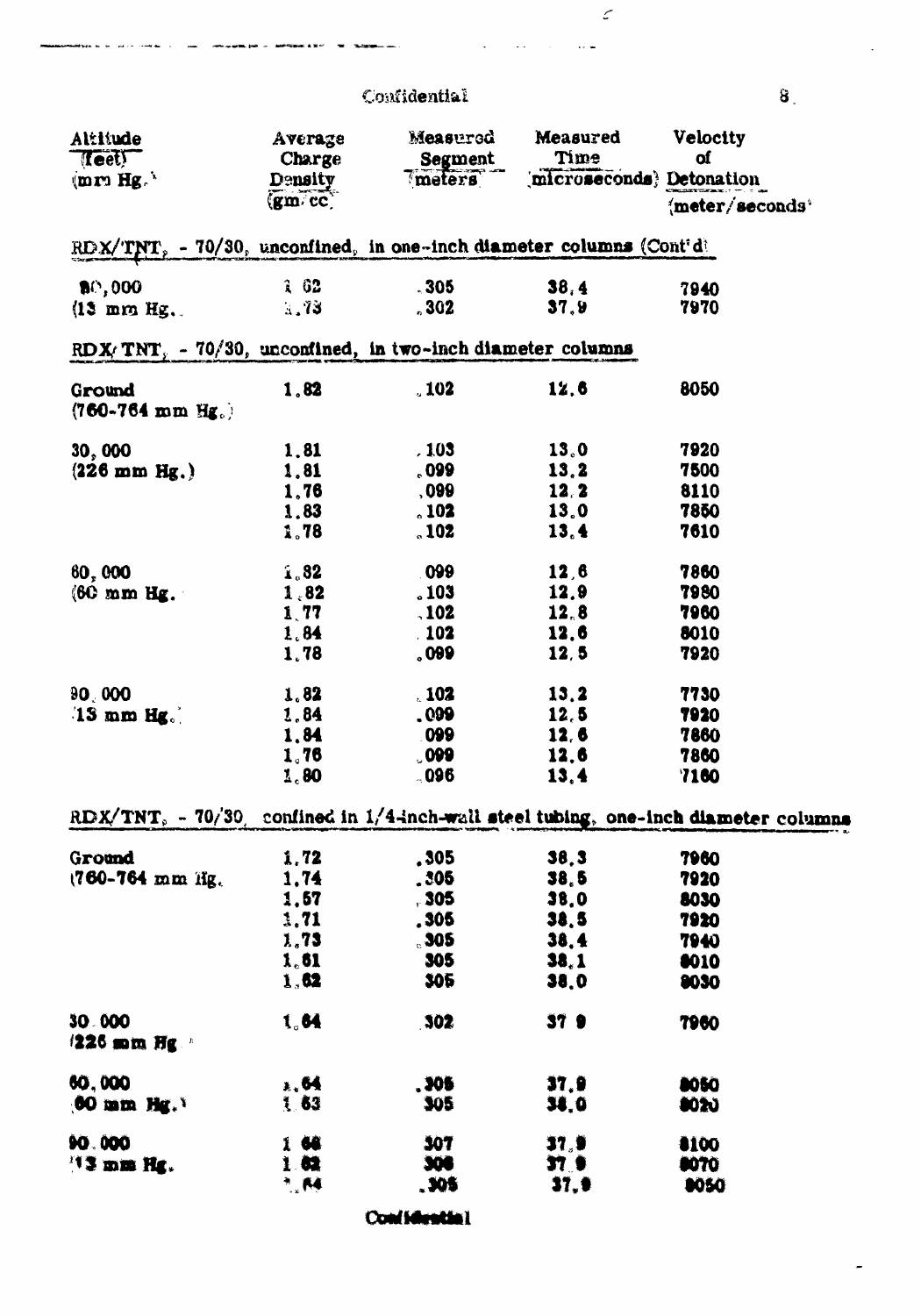Confidential

| Altitude (feet) (mm Hg.) | Average Charge Density (gm/cc) | Measured Segment (meters) | Measured Time (microseconds) | Velocity of Detonation (meter/seconds) |
|---|---|---|---|---|
| **RDX/TNT, - 70/30, unconfined, in one-inch diameter columns (Cont'd)** | | | | |
| 90,000 | 1.62 | .305 | 38.4 | 7940 |
| (13 mm Hg.) | 1.73 | .302 | 37.9 | 7970 |
| **RDX/TNT, - 70/30, unconfined, in two-inch diameter columns** | | | | |
| Ground | 1.82 | .102 | 12.6 | 8050 |
| (760-764 mm Hg.) | | | | |
| 30,000 | 1.81 | .103 | 13.0 | 7920 |
| (226 mm Hg.) | 1.81 | .099 | 13.2 | 7500 |
| | 1.76 | .099 | 12.2 | 8110 |
| | 1.83 | .102 | 13.0 | 7850 |
| | 1.78 | .102 | 13.4 | 7610 |
| 60,000 | 1.82 | .099 | 12.6 | 7860 |
| (60 mm Hg.) | 1.82 | .103 | 12.9 | 7980 |
| | 1.77 | .102 | 12.8 | 7960 |
| | 1.84 | .102 | 12.6 | 8010 |
| | 1.78 | .099 | 12.5 | 7920 |
| 90,000 | 1.82 | .102 | 13.2 | 7730 |
| (13 mm Hg.) | 1.84 | .099 | 12.5 | 7920 |
| | 1.84 | .099 | 12.6 | 7860 |
| | 1.76 | .099 | 12.6 | 7860 |
| | 1.80 | .096 | 13.4 | 7160 |
| **RDX/TNT, - 70/30, confined in 1/4-inch-wall steel tubing, one-inch diameter columns** | | | | |
| Ground | 1.72 | .305 | 38.3 | 7960 |
| (760-764 mm Hg.) | 1.74 | .305 | 38.5 | 7920 |
| | 1.57 | .305 | 38.0 | 8030 |
| | 1.71 | .305 | 38.5 | 7920 |
| | 1.73 | .305 | 38.4 | 7940 |
| | 1.61 | .305 | 38.1 | 8010 |
| | 1.62 | .305 | 38.0 | 8030 |
| 30,000 | 1.64 | .302 | 37.9 | 7960 |
| (226 mm Hg.) | | | | |
| 60,000 | 1.64 | .305 | 37.9 | 8050 |
| (60 mm Hg.) | 1.63 | .305 | 38.0 | 8020 |
| 90,000 | 1.66 | .307 | 37.9 | 8100 |
| (13 mm Hg.) | 1.62 | .306 | 37.9 | 8070 |
| | 1.64 | .305 | 37.9 | 8050 |

Confidential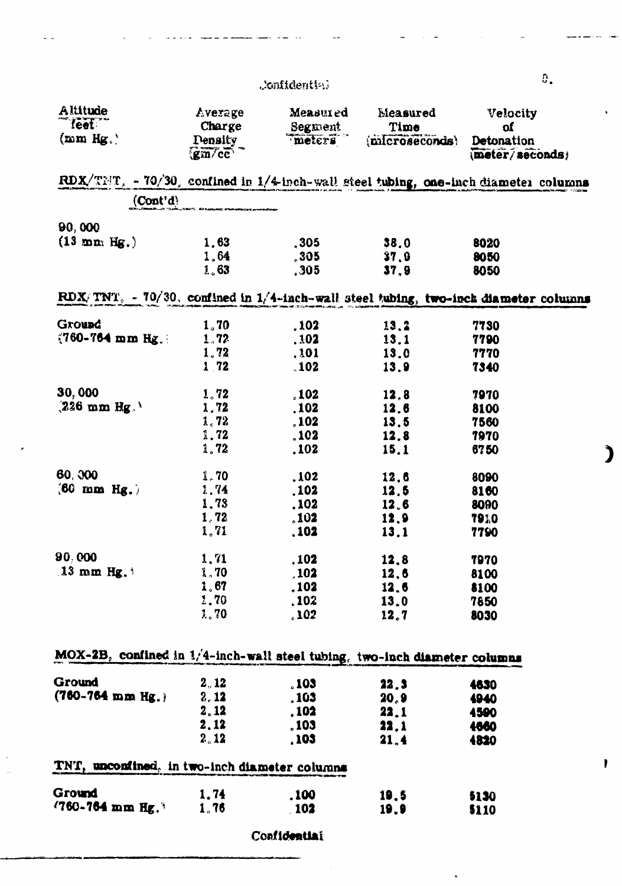Confidential

| Altitude feet (mm Hg.) | Average Charge Density (gm/cc) | Measured Segment meters | Measured Time (microseconds) | Velocity of Detonation (meter/seconds) |
|---|---|---|---|---|
| **RDX/TNT, - 70/30, confined in 1/4-inch-wall steel tubing, one-inch diameter columns (Cont'd)** | | | | |
| 90,000 (13 mm Hg.) | 1.63 | .305 | 38.0 | 8020 |
| | 1.64 | .305 | 37.9 | 8050 |
| | 1.63 | .305 | 37.9 | 8050 |
| **RDX/TNT, - 70/30, confined in 1/4-inch-wall steel tubing, two-inch diameter columns** | | | | |
| Ground (760-764 mm Hg.) | 1.70 | .102 | 13.2 | 7730 |
| | 1.72 | .102 | 13.1 | 7790 |
| | 1.72 | .101 | 13.0 | 7770 |
| | 1.72 | .102 | 13.9 | 7340 |
| 30,000 (226 mm Hg.) | 1.72 | .102 | 12.8 | 7970 |
| | 1.72 | .102 | 12.6 | 8100 |
| | 1.72 | .102 | 13.5 | 7560 |
| | 1.72 | .102 | 12.8 | 7970 |
| | 1.72 | .102 | 15.1 | 6750 |
| 60,000 (60 mm Hg.) | 1.70 | .102 | 12.6 | 8090 |
| | 1.74 | .102 | 12.5 | 8160 |
| | 1.73 | .102 | 12.6 | 8090 |
| | 1.72 | .102 | 12.9 | 7910 |
| | 1.71 | .102 | 13.1 | 7790 |
| 90,000 (13 mm Hg.) | 1.71 | .102 | 12.8 | 7970 |
| | 1.70 | .102 | 12.6 | 8100 |
| | 1.67 | .102 | 12.6 | 8100 |
| | 1.70 | .102 | 13.0 | 7650 |
| | 1.70 | .102 | 12.7 | 8030 |
| **MOX-2B, confined in 1/4-inch-wall steel tubing, two-inch diameter columns** | | | | |
| Ground (760-764 mm Hg.) | 2.12 | .103 | 22.3 | 4630 |
| | 2.12 | .103 | 20.9 | 4940 |
| | 2.12 | .102 | 22.1 | 4590 |
| | 2.12 | .103 | 22.1 | 4660 |
| | 2.12 | .103 | 21.4 | 4820 |
| **TNT, unconfined, in two-inch diameter columns** | | | | |
| Ground (760-764 mm Hg.) | 1.74 | .100 | 19.5 | 5130 |
| | 1.76 | .102 | 19.9 | 5110 |

Confidential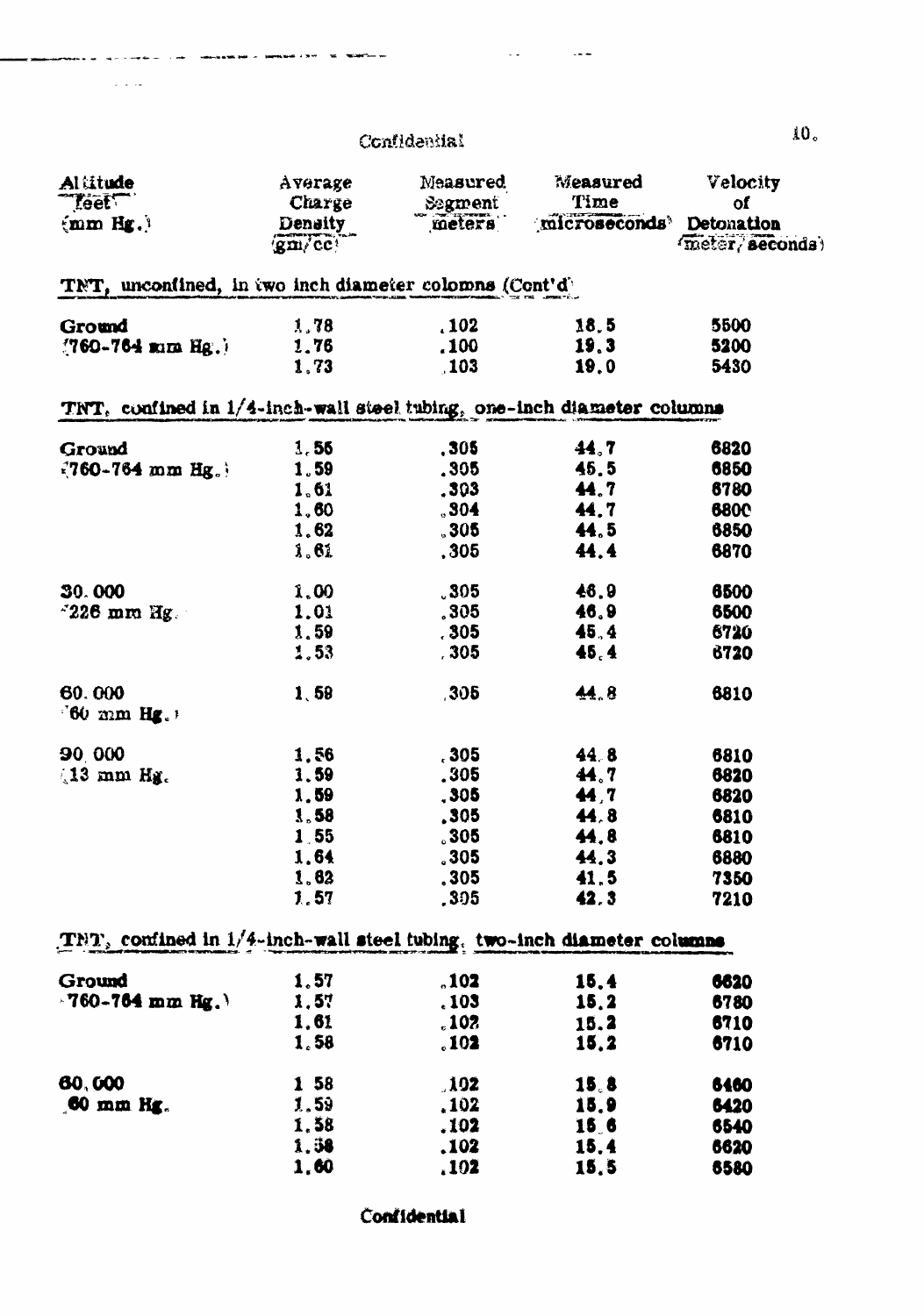Confidential

| Altitude feet (mm Hg.) | Average Charge Density (gm/cc) | Measured Segment meters | Measured Time (microseconds) | Velocity of Detonation (meter/seconds) |
|---|---|---|---|---|
| **TNT, unconfined, in two inch diameter colomns (Cont'd)** | | | | |
| Ground (760-764 mm Hg.) | 1.78 | .102 | 18.5 | 5500 |
| | 1.76 | .100 | 19.3 | 5200 |
| | 1.73 | .103 | 19.0 | 5430 |
| **TNT, confined in 1/4-inch-wall steel tubing, one-inch diameter columns** | | | | |
| Ground (760-764 mm Hg.) | 1.56 | .305 | 44.7 | 6820 |
| | 1.59 | .305 | 45.5 | 6850 |
| | 1.61 | .303 | 44.7 | 6780 |
| | 1.60 | .304 | 44.7 | 6800 |
| | 1.62 | .305 | 44.5 | 6850 |
| | 1.61 | .305 | 44.4 | 6870 |
| 30.000 (226 mm Hg.) | 1.00 | .305 | 46.9 | 6500 |
| | 1.01 | .305 | 46.9 | 6500 |
| | 1.59 | .305 | 45.4 | 6720 |
| | 1.53 | .305 | 45.4 | 6720 |
| 60.000 (60 mm Hg.) | 1.59 | .305 | 44.8 | 6810 |
| 90.000 (13 mm Hg.) | 1.56 | .305 | 44.8 | 6810 |
| | 1.59 | .305 | 44.7 | 6820 |
| | 1.59 | .305 | 44.7 | 6820 |
| | 1.58 | .305 | 44.8 | 6810 |
| | 1.55 | .305 | 44.8 | 6810 |
| | 1.64 | .305 | 44.3 | 6880 |
| | 1.62 | .305 | 41.5 | 7350 |
| | 1.57 | .305 | 42.3 | 7210 |
| **TNT, confined in 1/4-inch-wall steel tubing, two-inch diameter columns** | | | | |
| Ground (760-764 mm Hg.) | 1.57 | .102 | 15.4 | 6620 |
| | 1.57 | .103 | 15.2 | 6780 |
| | 1.61 | .102 | 15.2 | 6710 |
| | 1.58 | .102 | 15.2 | 6710 |
| 60,000 (60 mm Hg.) | 1.58 | .102 | 15.8 | 6460 |
| | 1.59 | .102 | 15.9 | 6420 |
| | 1.58 | .102 | 15.6 | 6540 |
| | 1.58 | .102 | 15.4 | 6620 |
| | 1.60 | .102 | 15.5 | 6580 |

Confidential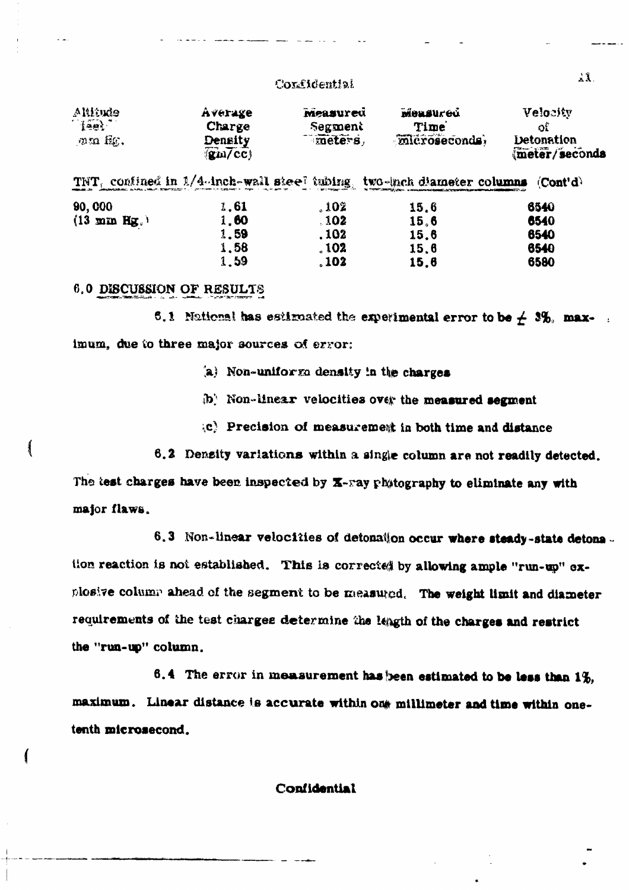| Altitude feet mm Hg. | Average Charge Density (gm/cc) | Measured Segment (meters) | Measured Time (microseconds) | Velocity of Detonation (meter/seconds) |
|---|---|---|---|---|
| TNT, confined in 1/4-inch-wall steel tubing, two-inch diameter columns (Cont'd) | | | | |
| 90,000 | 1.61 | .102 | 15.6 | 6540 |
| (13 mm Hg.) | 1.60 | .102 | 15.6 | 6540 |
| | 1.59 | .102 | 15.6 | 6540 |
| | 1.58 | .102 | 15.6 | 6540 |
| | 1.59 | .102 | 15.6 | 6580 |

## 6.0 DISCUSSION OF RESULTS

6.1 National has estimated the experimental error to be ± 3%, maximum, due to three major sources of error:

(a) Non-uniform density in the charges

(b) Non-linear velocities over the measured segment

(c) Precision of measurement in both time and distance

6.2 Density variations within a single column are not readily detected. The test charges have been inspected by X-ray photography to eliminate any with major flaws.

6.3 Non-linear velocities of detonation occur where steady-state detonation reaction is not established. This is corrected by allowing ample "run-up" explosive column ahead of the segment to be measured. The weight limit and diameter requirements of the test charges determine the length of the charges and restrict the "run-up" column.

6.4 The error in measurement has been estimated to be less than 1%, maximum. Linear distance is accurate within one millimeter and time within one-tenth microsecond.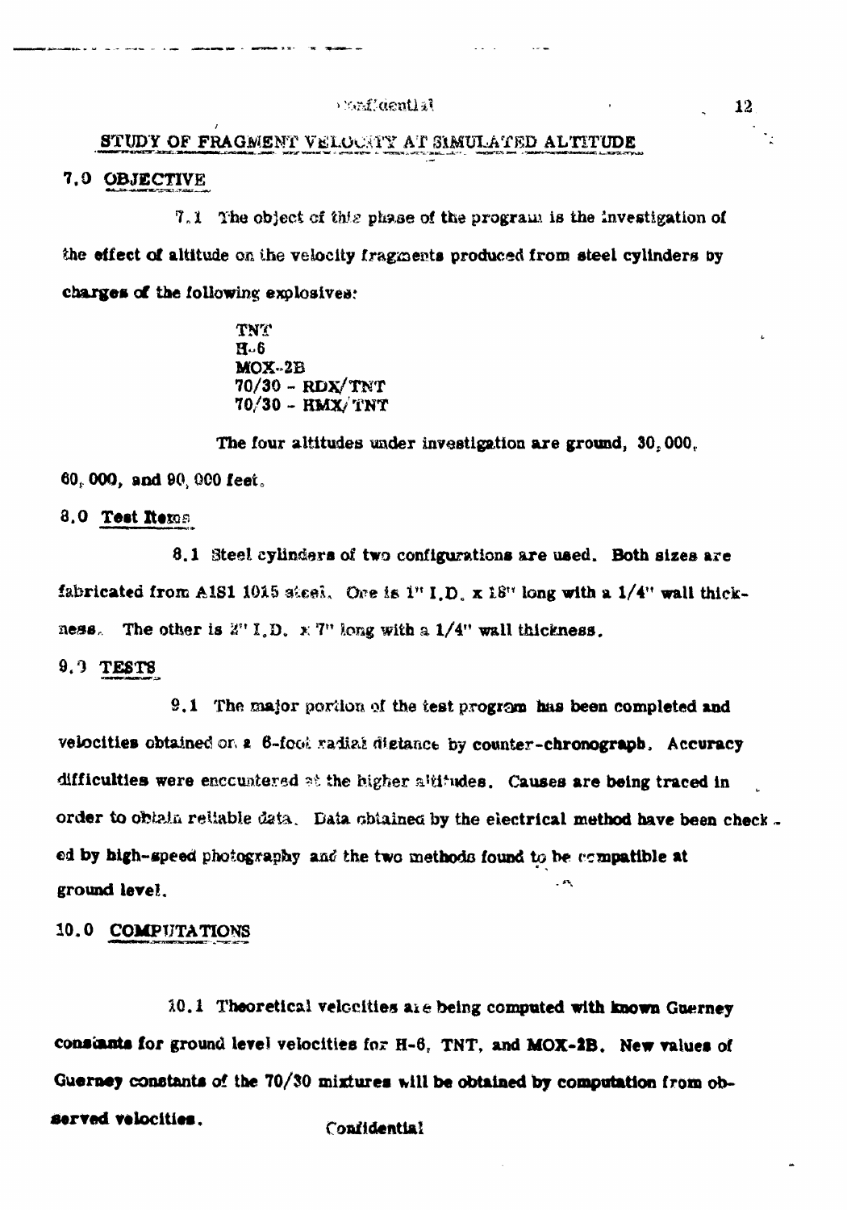Confidential

## STUDY OF FRAGMENT VELOCITY AT SIMULATED ALTITUDE

### 7.0 OBJECTIVE

7.1 The object of this phase of the program is the investigation of the effect of altitude on the velocity fragments produced from steel cylinders by charges of the following explosives:

TNT
H-6
MOX-2B
70/30 - RDX/TNT
70/30 - HMX/TNT

The four altitudes under investigation are ground, 30,000, 60,000, and 90,000 feet.

### 8.0 Test Items

8.1 Steel cylinders of two configurations are used. Both sizes are fabricated from AISI 1015 steel. One is 1" I.D. x 18" long with a 1/4" wall thickness. The other is 2" I.D. x 7" long with a 1/4" wall thickness.

### 9.0 TESTS

9.1 The major portion of the test program has been completed and velocities obtained on a 6-foot radial distance by counter-chronograph. Accuracy difficulties were encountered at the higher altitudes. Causes are being traced in order to obtain reliable data. Data obtained by the electrical method have been checked by high-speed photography and the two methods found to be compatible at ground level.

### 10.0 COMPUTATIONS

10.1 Theoretical velocities are being computed with known Guerney constants for ground level velocities for H-6, TNT, and MOX-2B. New values of Guerney constants of the 70/30 mixtures will be obtained by computation from observed velocities.

Confidential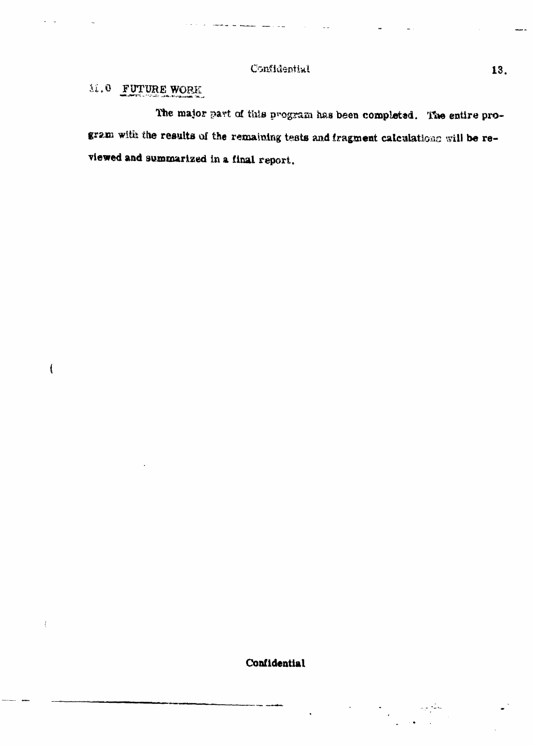## 11.0 FUTURE WORK

The major part of this program has been completed. The entire program with the results of the remaining tests and fragment calculations will be reviewed and summarized in a final report.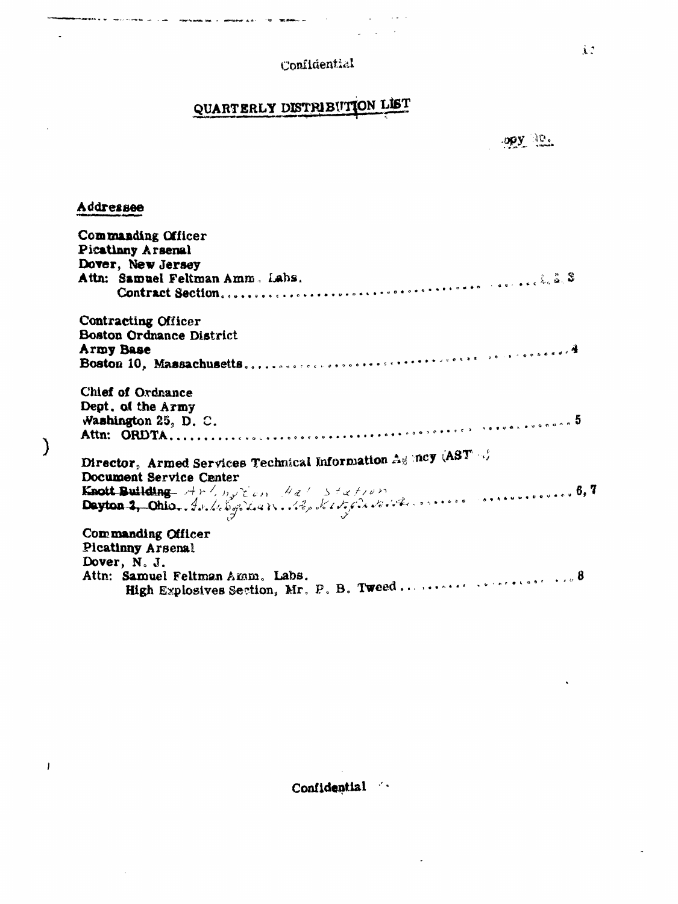Confidential

# QUARTERLY DISTRIBUTION LIST

Copy No.

**Addressee**

Commanding Officer
Picatinny Arsenal
Dover, New Jersey
Attn: Samuel Feltman Amm. Labs.
Contract Section.................................................1, 2, 3

Contracting Officer
Boston Ordnance District
Army Base
Boston 10, Massachusetts.................................................4

Chief of Ordnance
Dept. of the Army
Washington 25, D. C.
Attn: ORDTA.................................................5

Director, Armed Services Technical Information Agency (ASTIA)
Document Service Center
~~Knott Building~~ Arlington Hall Station
~~Dayton 2, Ohio~~ Arlington 12, Virginia.................................................6, 7

Commanding Officer
Picatinny Arsenal
Dover, N. J.
Attn: Samuel Feltman Amm. Labs.
High Explosives Section, Mr. P. B. Tweed.................................................8

Confidential